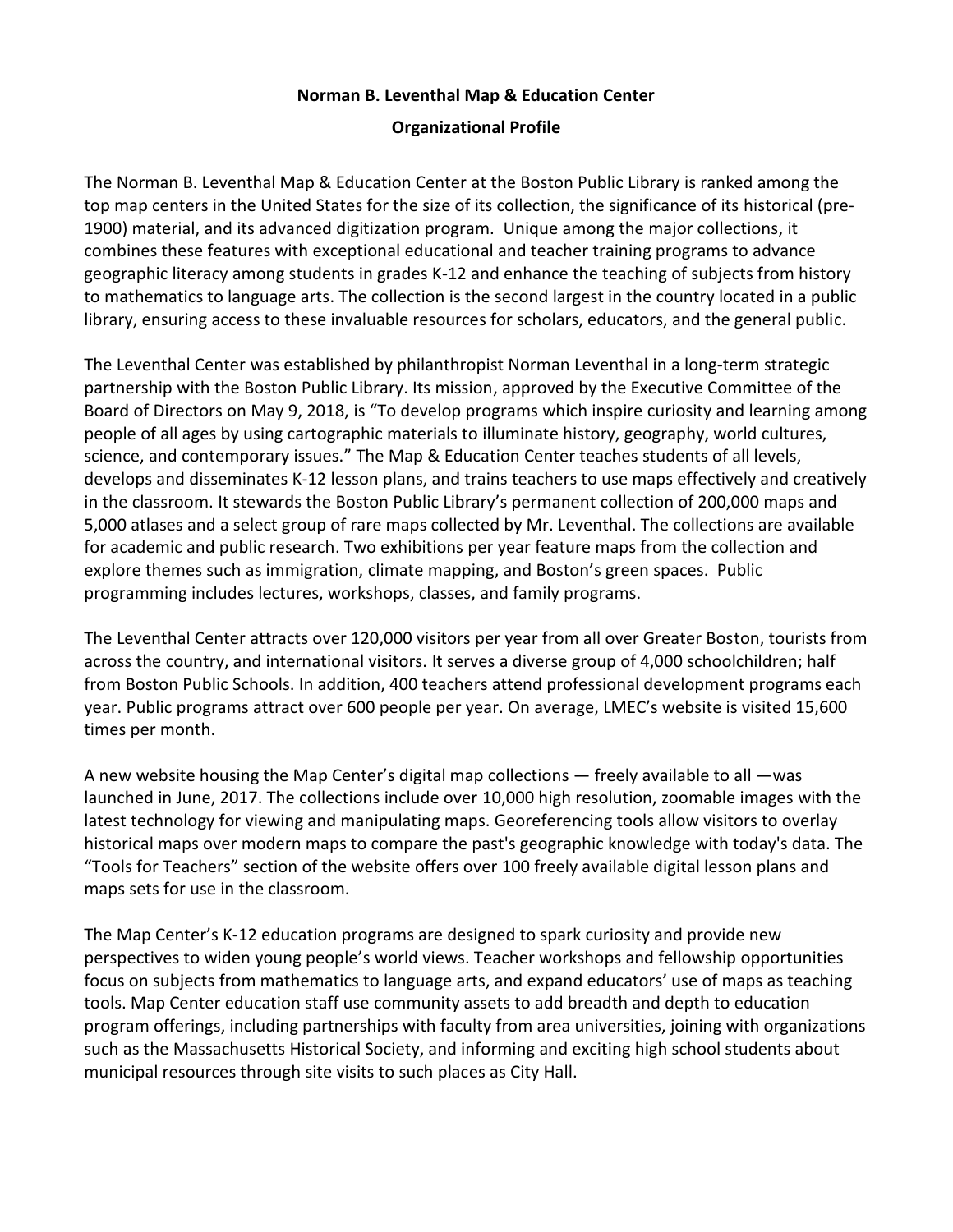# Norman B. Leventhal Map & Education Center

## Organizational Profile

The Norman B. Leventhal Map & Education Center at the Boston Public Library is ranked among the top map centers in the United States for the size of its collection, the significance of its historical (pre-1900) material, and its advanced digitization program. Unique among the major collections, it combines these features with exceptional educational and teacher training programs to advance geographic literacy among students in grades K-12 and enhance the teaching of subjects from history to mathematics to language arts. The collection is the second largest in the country located in a public library, ensuring access to these invaluable resources for scholars, educators, and the general public.

The Leventhal Center was established by philanthropist Norman Leventhal in a long-term strategic partnership with the Boston Public Library. Its mission, approved by the Executive Committee of the Board of Directors on May 9, 2018, is "To develop programs which inspire curiosity and learning among people of all ages by using cartographic materials to illuminate history, geography, world cultures, science, and contemporary issues." The Map & Education Center teaches students of all levels, develops and disseminates K-12 lesson plans, and trains teachers to use maps effectively and creatively in the classroom. It stewards the Boston Public Library's permanent collection of 200,000 maps and 5,000 atlases and a select group of rare maps collected by Mr. Leventhal. The collections are available for academic and public research. Two exhibitions per year feature maps from the collection and explore themes such as immigration, climate mapping, and Boston's green spaces. Public programming includes lectures, workshops, classes, and family programs.

The Leventhal Center attracts over 120,000 visitors per year from all over Greater Boston, tourists from across the country, and international visitors. It serves a diverse group of 4,000 schoolchildren; half from Boston Public Schools. In addition, 400 teachers attend professional development programs each year. Public programs attract over 600 people per year. On average, LMEC's website is visited 15,600 times per month.

A new website housing the Map Center's digital map collections — freely available to all —was launched in June, 2017. The collections include over 10,000 high resolution, zoomable images with the latest technology for viewing and manipulating maps. Georeferencing tools allow visitors to overlay historical maps over modern maps to compare the past's geographic knowledge with today's data. The "Tools for Teachers" section of the website offers over 100 freely available digital lesson plans and maps sets for use in the classroom.

The Map Center's K-12 education programs are designed to spark curiosity and provide new perspectives to widen young people's world views. Teacher workshops and fellowship opportunities focus on subjects from mathematics to language arts, and expand educators' use of maps as teaching tools. Map Center education staff use community assets to add breadth and depth to education program offerings, including partnerships with faculty from area universities, joining with organizations such as the Massachusetts Historical Society, and informing and exciting high school students about municipal resources through site visits to such places as City Hall.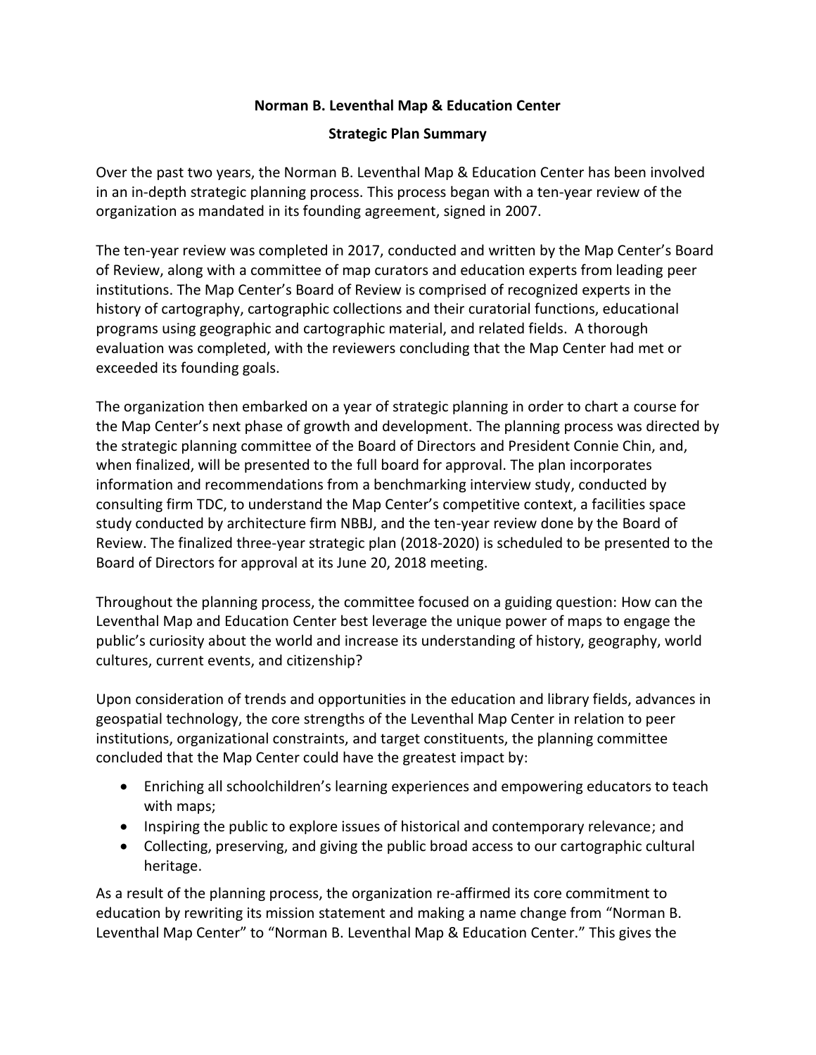**Norman B. Leventhal Map & Education Center**

**Strategic Plan Summary**

Over the past two years, the Norman B. Leventhal Map & Education Center has been involved in an in-depth strategic planning process. This process began with a ten-year review of the organization as mandated in its founding agreement, signed in 2007.

The ten-year review was completed in 2017, conducted and written by the Map Center's Board of Review, along with a committee of map curators and education experts from leading peer institutions. The Map Center's Board of Review is comprised of recognized experts in the history of cartography, cartographic collections and their curatorial functions, educational programs using geographic and cartographic material, and related fields. A thorough evaluation was completed, with the reviewers concluding that the Map Center had met or exceeded its founding goals.

The organization then embarked on a year of strategic planning in order to chart a course for the Map Center's next phase of growth and development. The planning process was directed by the strategic planning committee of the Board of Directors and President Connie Chin, and, when finalized, will be presented to the full board for approval. The plan incorporates information and recommendations from a benchmarking interview study, conducted by consulting firm TDC, to understand the Map Center's competitive context, a facilities space study conducted by architecture firm NBBJ, and the ten-year review done by the Board of Review. The finalized three-year strategic plan (2018-2020) is scheduled to be presented to the Board of Directors for approval at its June 20, 2018 meeting.

Throughout the planning process, the committee focused on a guiding question: How can the Leventhal Map and Education Center best leverage the unique power of maps to engage the public's curiosity about the world and increase its understanding of history, geography, world cultures, current events, and citizenship?

Upon consideration of trends and opportunities in the education and library fields, advances in geospatial technology, the core strengths of the Leventhal Map Center in relation to peer institutions, organizational constraints, and target constituents, the planning committee concluded that the Map Center could have the greatest impact by:

- Enriching all schoolchildren's learning experiences and empowering educators to teach with maps;
- Inspiring the public to explore issues of historical and contemporary relevance; and
- Collecting, preserving, and giving the public broad access to our cartographic cultural heritage.

As a result of the planning process, the organization re-affirmed its core commitment to education by rewriting its mission statement and making a name change from "Norman B. Leventhal Map Center" to "Norman B. Leventhal Map & Education Center." This gives the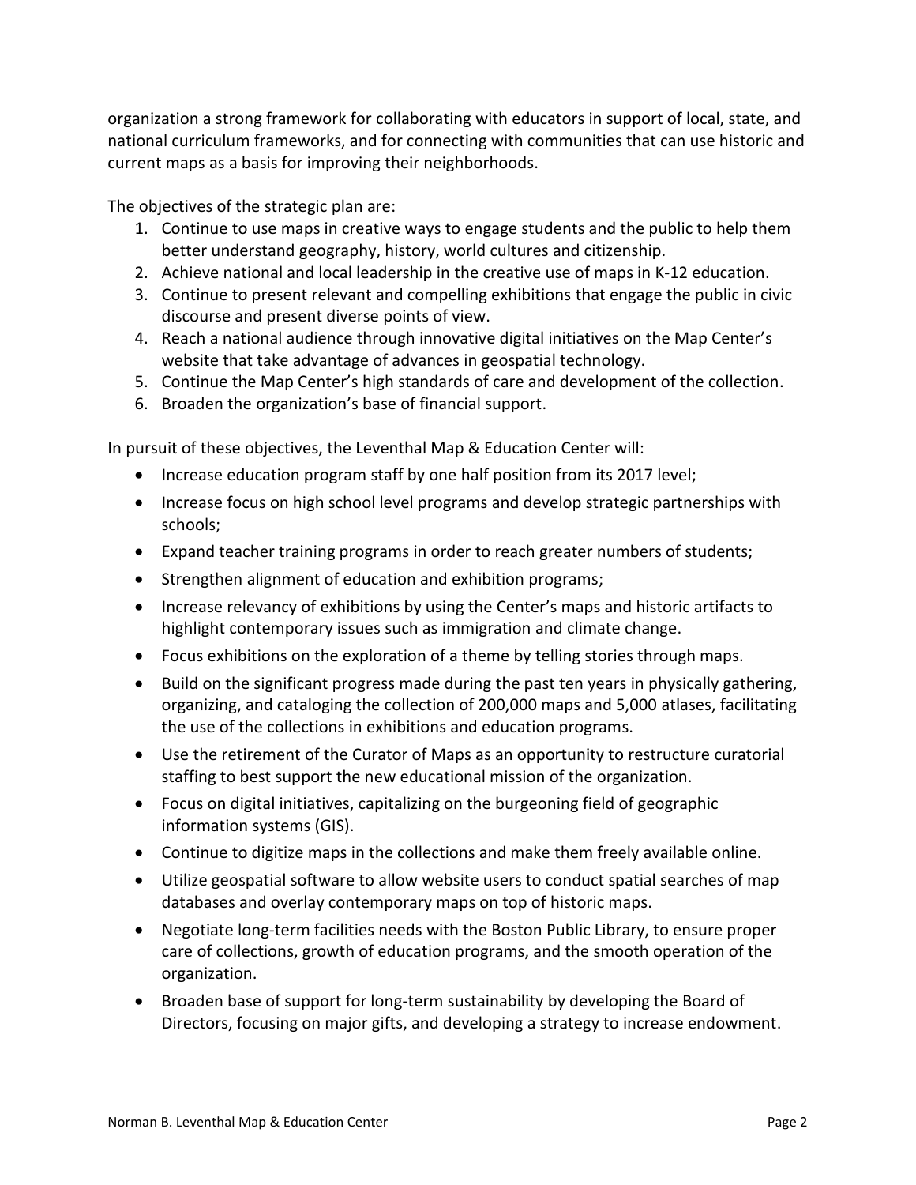organization a strong framework for collaborating with educators in support of local, state, and national curriculum frameworks, and for connecting with communities that can use historic and current maps as a basis for improving their neighborhoods.

The objectives of the strategic plan are:

1. Continue to use maps in creative ways to engage students and the public to help them better understand geography, history, world cultures and citizenship.
2. Achieve national and local leadership in the creative use of maps in K-12 education.
3. Continue to present relevant and compelling exhibitions that engage the public in civic discourse and present diverse points of view.
4. Reach a national audience through innovative digital initiatives on the Map Center's website that take advantage of advances in geospatial technology.
5. Continue the Map Center's high standards of care and development of the collection.
6. Broaden the organization's base of financial support.

In pursuit of these objectives, the Leventhal Map & Education Center will:

- Increase education program staff by one half position from its 2017 level;
- Increase focus on high school level programs and develop strategic partnerships with schools;
- Expand teacher training programs in order to reach greater numbers of students;
- Strengthen alignment of education and exhibition programs;
- Increase relevancy of exhibitions by using the Center's maps and historic artifacts to highlight contemporary issues such as immigration and climate change.
- Focus exhibitions on the exploration of a theme by telling stories through maps.
- Build on the significant progress made during the past ten years in physically gathering, organizing, and cataloging the collection of 200,000 maps and 5,000 atlases, facilitating the use of the collections in exhibitions and education programs.
- Use the retirement of the Curator of Maps as an opportunity to restructure curatorial staffing to best support the new educational mission of the organization.
- Focus on digital initiatives, capitalizing on the burgeoning field of geographic information systems (GIS).
- Continue to digitize maps in the collections and make them freely available online.
- Utilize geospatial software to allow website users to conduct spatial searches of map databases and overlay contemporary maps on top of historic maps.
- Negotiate long-term facilities needs with the Boston Public Library, to ensure proper care of collections, growth of education programs, and the smooth operation of the organization.
- Broaden base of support for long-term sustainability by developing the Board of Directors, focusing on major gifts, and developing a strategy to increase endowment.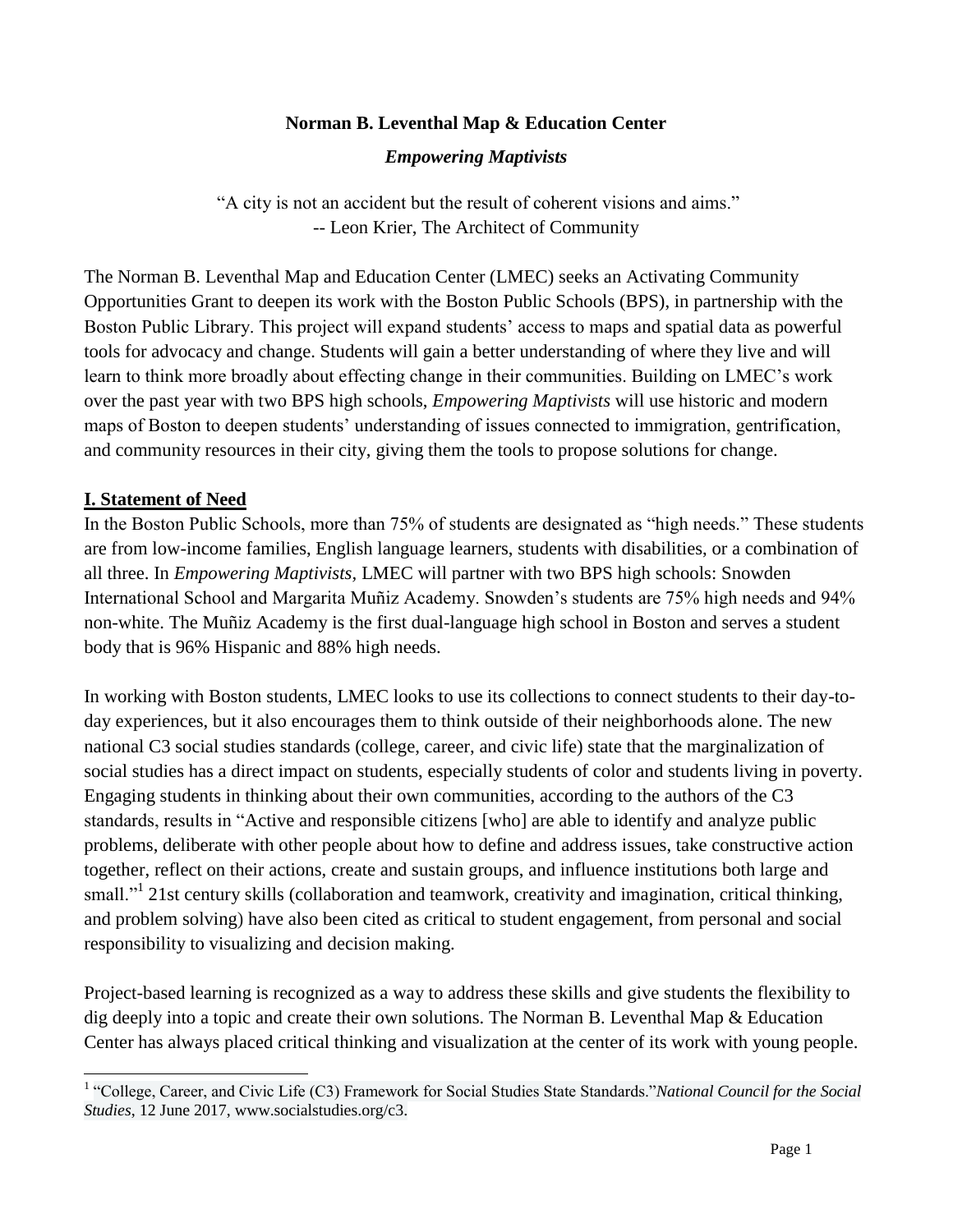**Norman B. Leventhal Map & Education Center**

***Empowering Maptivists***

"A city is not an accident but the result of coherent visions and aims."
-- Leon Krier, The Architect of Community

The Norman B. Leventhal Map and Education Center (LMEC) seeks an Activating Community Opportunities Grant to deepen its work with the Boston Public Schools (BPS), in partnership with the Boston Public Library. This project will expand students' access to maps and spatial data as powerful tools for advocacy and change. Students will gain a better understanding of where they live and will learn to think more broadly about effecting change in their communities. Building on LMEC's work over the past year with two BPS high schools, *Empowering Maptivists* will use historic and modern maps of Boston to deepen students' understanding of issues connected to immigration, gentrification, and community resources in their city, giving them the tools to propose solutions for change.

## I. Statement of Need

In the Boston Public Schools, more than 75% of students are designated as "high needs." These students are from low-income families, English language learners, students with disabilities, or a combination of all three. In *Empowering Maptivists,* LMEC will partner with two BPS high schools: Snowden International School and Margarita Muñiz Academy. Snowden's students are 75% high needs and 94% non-white. The Muñiz Academy is the first dual-language high school in Boston and serves a student body that is 96% Hispanic and 88% high needs.

In working with Boston students, LMEC looks to use its collections to connect students to their day-to-day experiences, but it also encourages them to think outside of their neighborhoods alone. The new national C3 social studies standards (college, career, and civic life) state that the marginalization of social studies has a direct impact on students, especially students of color and students living in poverty. Engaging students in thinking about their own communities, according to the authors of the C3 standards, results in "Active and responsible citizens [who] are able to identify and analyze public problems, deliberate with other people about how to define and address issues, take constructive action together, reflect on their actions, create and sustain groups, and influence institutions both large and small."[1] 21st century skills (collaboration and teamwork, creativity and imagination, critical thinking, and problem solving) have also been cited as critical to student engagement, from personal and social responsibility to visualizing and decision making.

Project-based learning is recognized as a way to address these skills and give students the flexibility to dig deeply into a topic and create their own solutions. The Norman B. Leventhal Map & Education Center has always placed critical thinking and visualization at the center of its work with young people.

---

[1] "College, Career, and Civic Life (C3) Framework for Social Studies State Standards."*National Council for the Social Studies,* 12 June 2017, www.socialstudies.org/c3.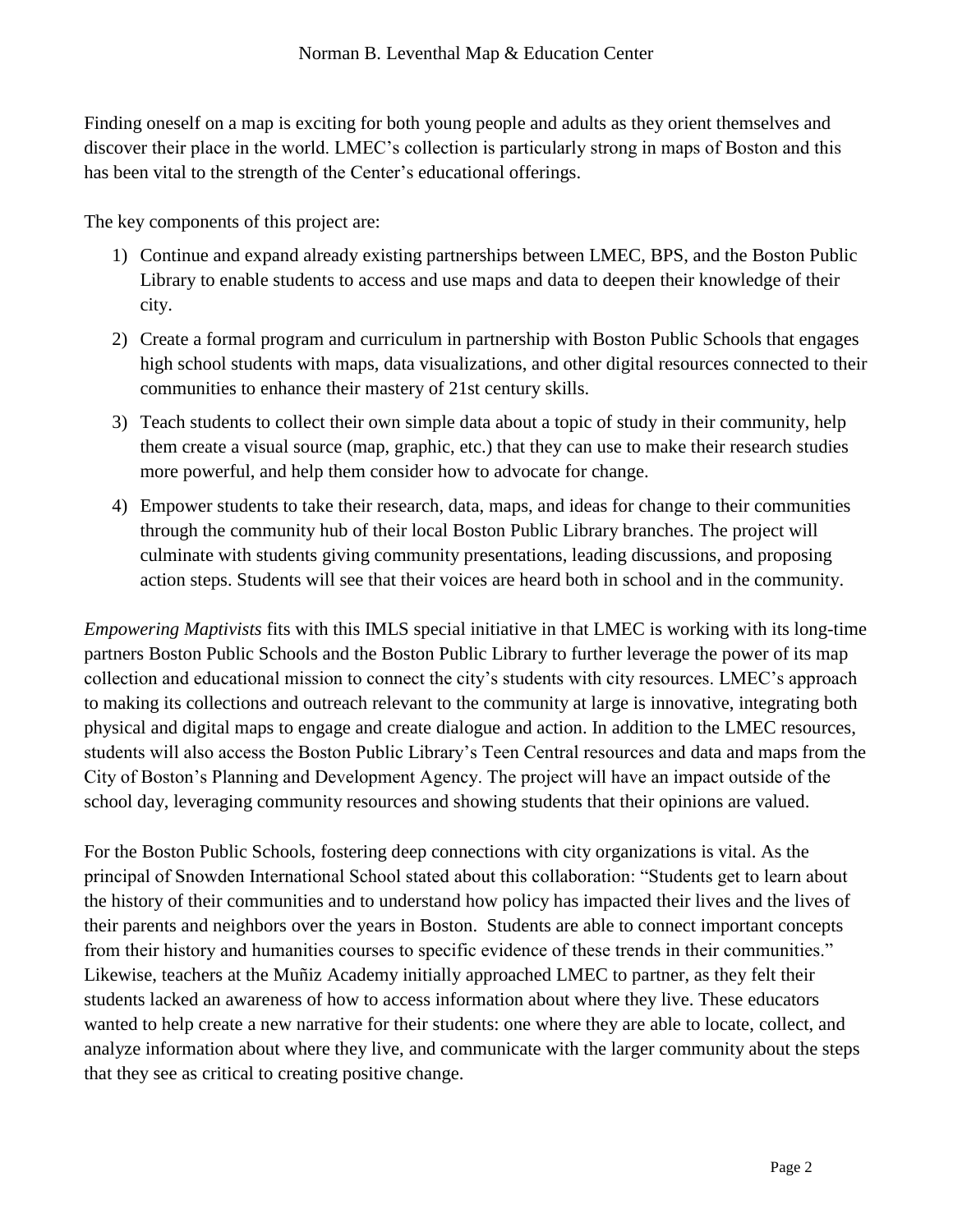Finding oneself on a map is exciting for both young people and adults as they orient themselves and discover their place in the world. LMEC's collection is particularly strong in maps of Boston and this has been vital to the strength of the Center's educational offerings.

The key components of this project are:

1) Continue and expand already existing partnerships between LMEC, BPS, and the Boston Public Library to enable students to access and use maps and data to deepen their knowledge of their city.
2) Create a formal program and curriculum in partnership with Boston Public Schools that engages high school students with maps, data visualizations, and other digital resources connected to their communities to enhance their mastery of 21st century skills.
3) Teach students to collect their own simple data about a topic of study in their community, help them create a visual source (map, graphic, etc.) that they can use to make their research studies more powerful, and help them consider how to advocate for change.
4) Empower students to take their research, data, maps, and ideas for change to their communities through the community hub of their local Boston Public Library branches. The project will culminate with students giving community presentations, leading discussions, and proposing action steps. Students will see that their voices are heard both in school and in the community.

*Empowering Maptivists* fits with this IMLS special initiative in that LMEC is working with its long-time partners Boston Public Schools and the Boston Public Library to further leverage the power of its map collection and educational mission to connect the city's students with city resources. LMEC's approach to making its collections and outreach relevant to the community at large is innovative, integrating both physical and digital maps to engage and create dialogue and action. In addition to the LMEC resources, students will also access the Boston Public Library's Teen Central resources and data and maps from the City of Boston's Planning and Development Agency. The project will have an impact outside of the school day, leveraging community resources and showing students that their opinions are valued.

For the Boston Public Schools, fostering deep connections with city organizations is vital. As the principal of Snowden International School stated about this collaboration: "Students get to learn about the history of their communities and to understand how policy has impacted their lives and the lives of their parents and neighbors over the years in Boston. Students are able to connect important concepts from their history and humanities courses to specific evidence of these trends in their communities." Likewise, teachers at the Muñiz Academy initially approached LMEC to partner, as they felt their students lacked an awareness of how to access information about where they live. These educators wanted to help create a new narrative for their students: one where they are able to locate, collect, and analyze information about where they live, and communicate with the larger community about the steps that they see as critical to creating positive change.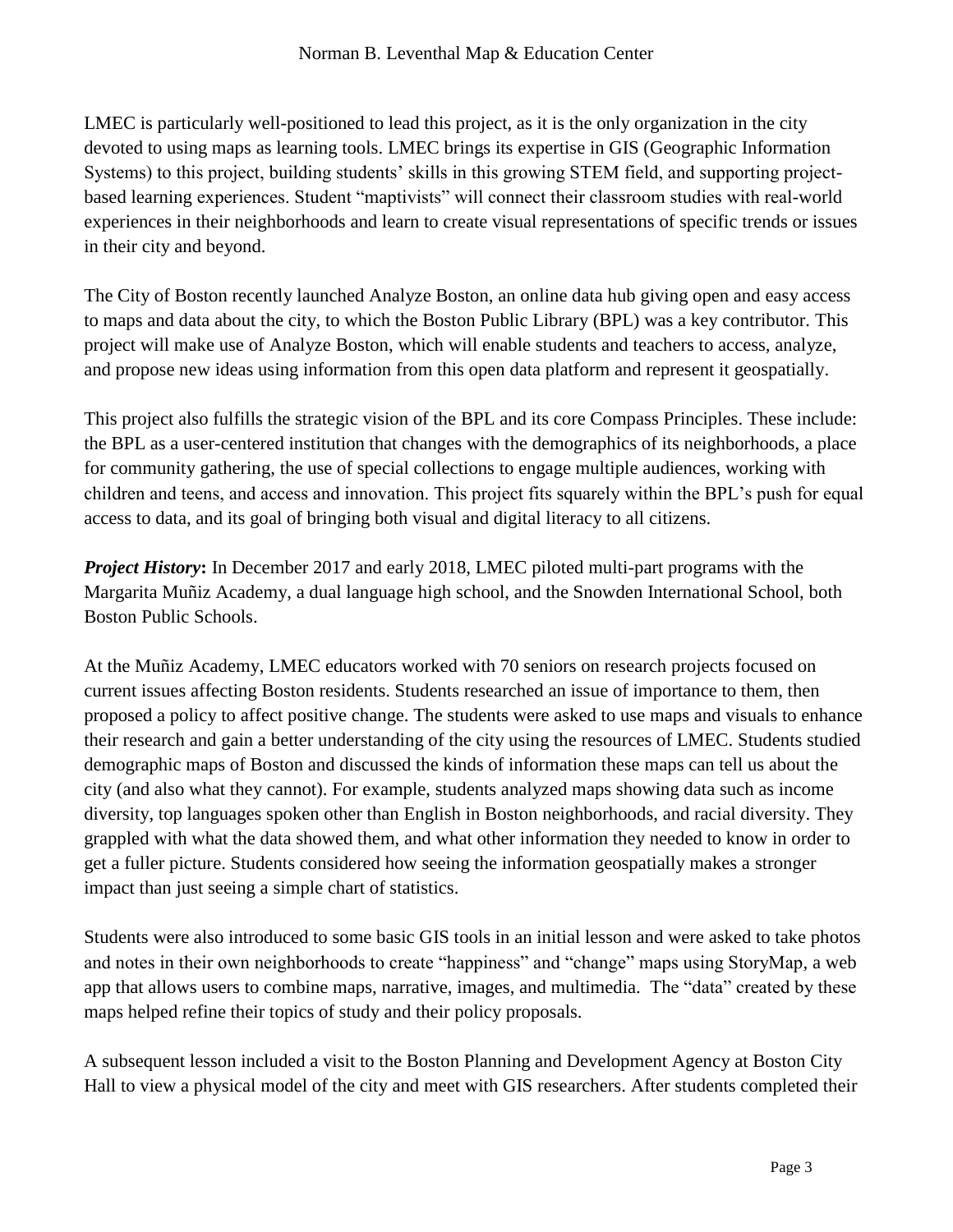LMEC is particularly well-positioned to lead this project, as it is the only organization in the city devoted to using maps as learning tools. LMEC brings its expertise in GIS (Geographic Information Systems) to this project, building students' skills in this growing STEM field, and supporting project-based learning experiences. Student "maptivists" will connect their classroom studies with real-world experiences in their neighborhoods and learn to create visual representations of specific trends or issues in their city and beyond.

The City of Boston recently launched Analyze Boston, an online data hub giving open and easy access to maps and data about the city, to which the Boston Public Library (BPL) was a key contributor. This project will make use of Analyze Boston, which will enable students and teachers to access, analyze, and propose new ideas using information from this open data platform and represent it geospatially.

This project also fulfills the strategic vision of the BPL and its core Compass Principles. These include: the BPL as a user-centered institution that changes with the demographics of its neighborhoods, a place for community gathering, the use of special collections to engage multiple audiences, working with children and teens, and access and innovation. This project fits squarely within the BPL's push for equal access to data, and its goal of bringing both visual and digital literacy to all citizens.

***Project History*:** In December 2017 and early 2018, LMEC piloted multi-part programs with the Margarita Muñiz Academy, a dual language high school, and the Snowden International School, both Boston Public Schools.

At the Muñiz Academy, LMEC educators worked with 70 seniors on research projects focused on current issues affecting Boston residents. Students researched an issue of importance to them, then proposed a policy to affect positive change. The students were asked to use maps and visuals to enhance their research and gain a better understanding of the city using the resources of LMEC. Students studied demographic maps of Boston and discussed the kinds of information these maps can tell us about the city (and also what they cannot). For example, students analyzed maps showing data such as income diversity, top languages spoken other than English in Boston neighborhoods, and racial diversity. They grappled with what the data showed them, and what other information they needed to know in order to get a fuller picture. Students considered how seeing the information geospatially makes a stronger impact than just seeing a simple chart of statistics.

Students were also introduced to some basic GIS tools in an initial lesson and were asked to take photos and notes in their own neighborhoods to create "happiness" and "change" maps using StoryMap, a web app that allows users to combine maps, narrative, images, and multimedia. The "data" created by these maps helped refine their topics of study and their policy proposals.

A subsequent lesson included a visit to the Boston Planning and Development Agency at Boston City Hall to view a physical model of the city and meet with GIS researchers. After students completed their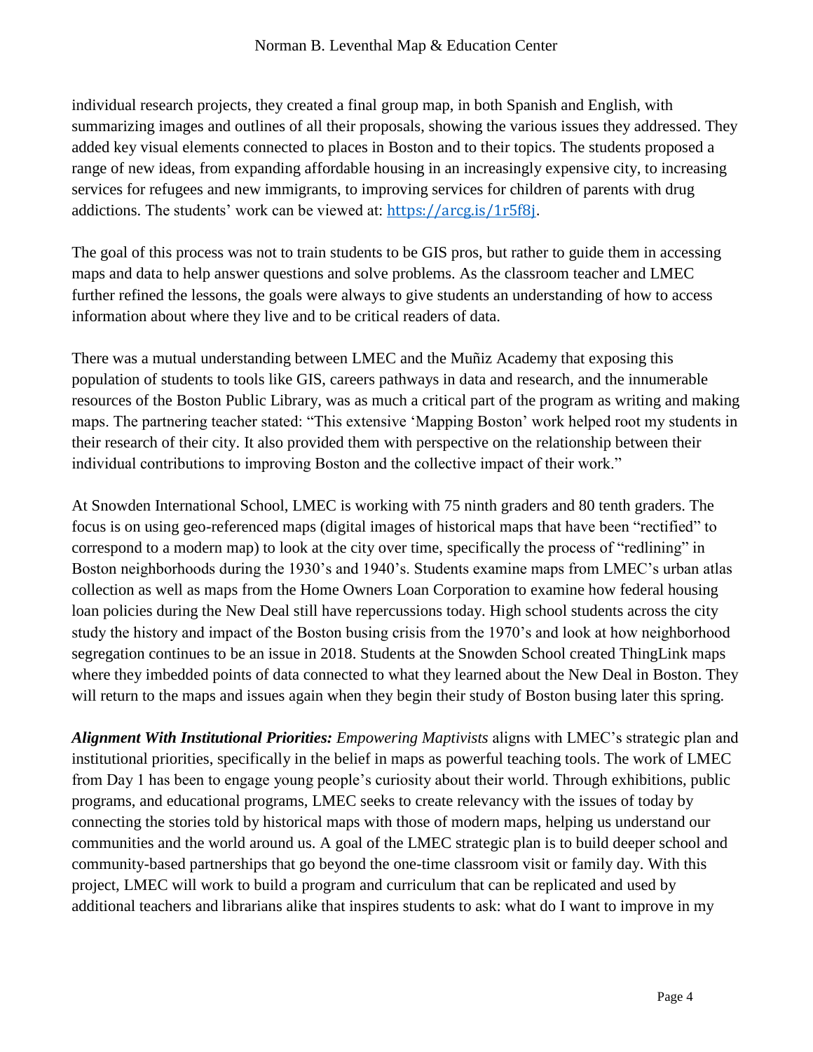individual research projects, they created a final group map, in both Spanish and English, with summarizing images and outlines of all their proposals, showing the various issues they addressed. They added key visual elements connected to places in Boston and to their topics. The students proposed a range of new ideas, from expanding affordable housing in an increasingly expensive city, to increasing services for refugees and new immigrants, to improving services for children of parents with drug addictions. The students' work can be viewed at: [https://arcg.is/1r5f8j](https://arcg.is/1r5f8j).

The goal of this process was not to train students to be GIS pros, but rather to guide them in accessing maps and data to help answer questions and solve problems. As the classroom teacher and LMEC further refined the lessons, the goals were always to give students an understanding of how to access information about where they live and to be critical readers of data.

There was a mutual understanding between LMEC and the Muñiz Academy that exposing this population of students to tools like GIS, careers pathways in data and research, and the innumerable resources of the Boston Public Library, was as much a critical part of the program as writing and making maps. The partnering teacher stated: "This extensive 'Mapping Boston' work helped root my students in their research of their city. It also provided them with perspective on the relationship between their individual contributions to improving Boston and the collective impact of their work."

At Snowden International School, LMEC is working with 75 ninth graders and 80 tenth graders. The focus is on using geo-referenced maps (digital images of historical maps that have been "rectified" to correspond to a modern map) to look at the city over time, specifically the process of "redlining" in Boston neighborhoods during the 1930's and 1940's. Students examine maps from LMEC's urban atlas collection as well as maps from the Home Owners Loan Corporation to examine how federal housing loan policies during the New Deal still have repercussions today. High school students across the city study the history and impact of the Boston busing crisis from the 1970's and look at how neighborhood segregation continues to be an issue in 2018. Students at the Snowden School created ThingLink maps where they imbedded points of data connected to what they learned about the New Deal in Boston. They will return to the maps and issues again when they begin their study of Boston busing later this spring.

***Alignment With Institutional Priorities:*** *Empowering Maptivists* aligns with LMEC's strategic plan and institutional priorities, specifically in the belief in maps as powerful teaching tools. The work of LMEC from Day 1 has been to engage young people's curiosity about their world. Through exhibitions, public programs, and educational programs, LMEC seeks to create relevancy with the issues of today by connecting the stories told by historical maps with those of modern maps, helping us understand our communities and the world around us. A goal of the LMEC strategic plan is to build deeper school and community-based partnerships that go beyond the one-time classroom visit or family day. With this project, LMEC will work to build a program and curriculum that can be replicated and used by additional teachers and librarians alike that inspires students to ask: what do I want to improve in my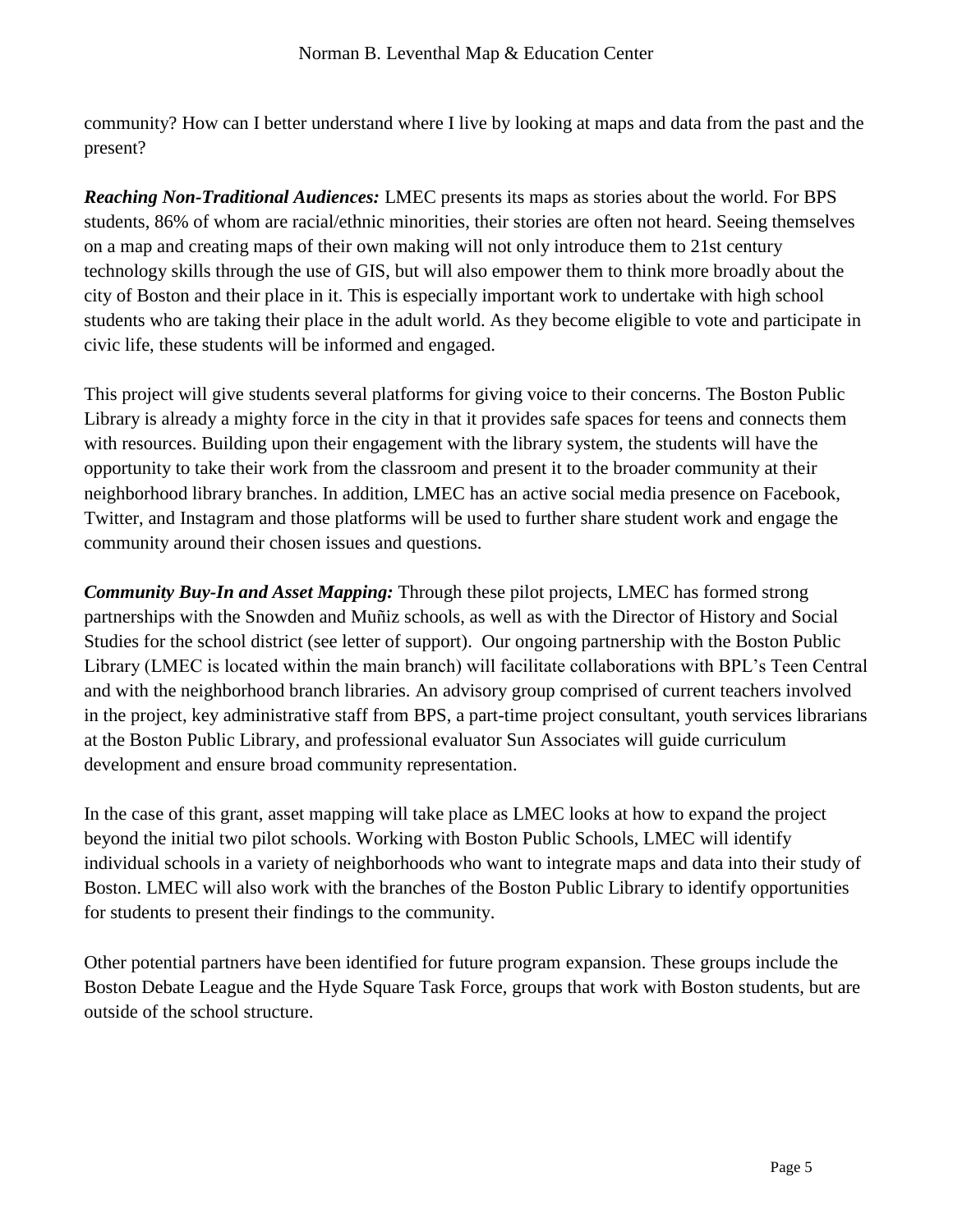community? How can I better understand where I live by looking at maps and data from the past and the present?

***Reaching Non-Traditional Audiences:*** LMEC presents its maps as stories about the world. For BPS students, 86% of whom are racial/ethnic minorities, their stories are often not heard. Seeing themselves on a map and creating maps of their own making will not only introduce them to 21st century technology skills through the use of GIS, but will also empower them to think more broadly about the city of Boston and their place in it. This is especially important work to undertake with high school students who are taking their place in the adult world. As they become eligible to vote and participate in civic life, these students will be informed and engaged.

This project will give students several platforms for giving voice to their concerns. The Boston Public Library is already a mighty force in the city in that it provides safe spaces for teens and connects them with resources. Building upon their engagement with the library system, the students will have the opportunity to take their work from the classroom and present it to the broader community at their neighborhood library branches. In addition, LMEC has an active social media presence on Facebook, Twitter, and Instagram and those platforms will be used to further share student work and engage the community around their chosen issues and questions.

***Community Buy-In and Asset Mapping:*** Through these pilot projects, LMEC has formed strong partnerships with the Snowden and Muñiz schools, as well as with the Director of History and Social Studies for the school district (see letter of support). Our ongoing partnership with the Boston Public Library (LMEC is located within the main branch) will facilitate collaborations with BPL's Teen Central and with the neighborhood branch libraries. An advisory group comprised of current teachers involved in the project, key administrative staff from BPS, a part-time project consultant, youth services librarians at the Boston Public Library, and professional evaluator Sun Associates will guide curriculum development and ensure broad community representation.

In the case of this grant, asset mapping will take place as LMEC looks at how to expand the project beyond the initial two pilot schools. Working with Boston Public Schools, LMEC will identify individual schools in a variety of neighborhoods who want to integrate maps and data into their study of Boston. LMEC will also work with the branches of the Boston Public Library to identify opportunities for students to present their findings to the community.

Other potential partners have been identified for future program expansion. These groups include the Boston Debate League and the Hyde Square Task Force, groups that work with Boston students, but are outside of the school structure.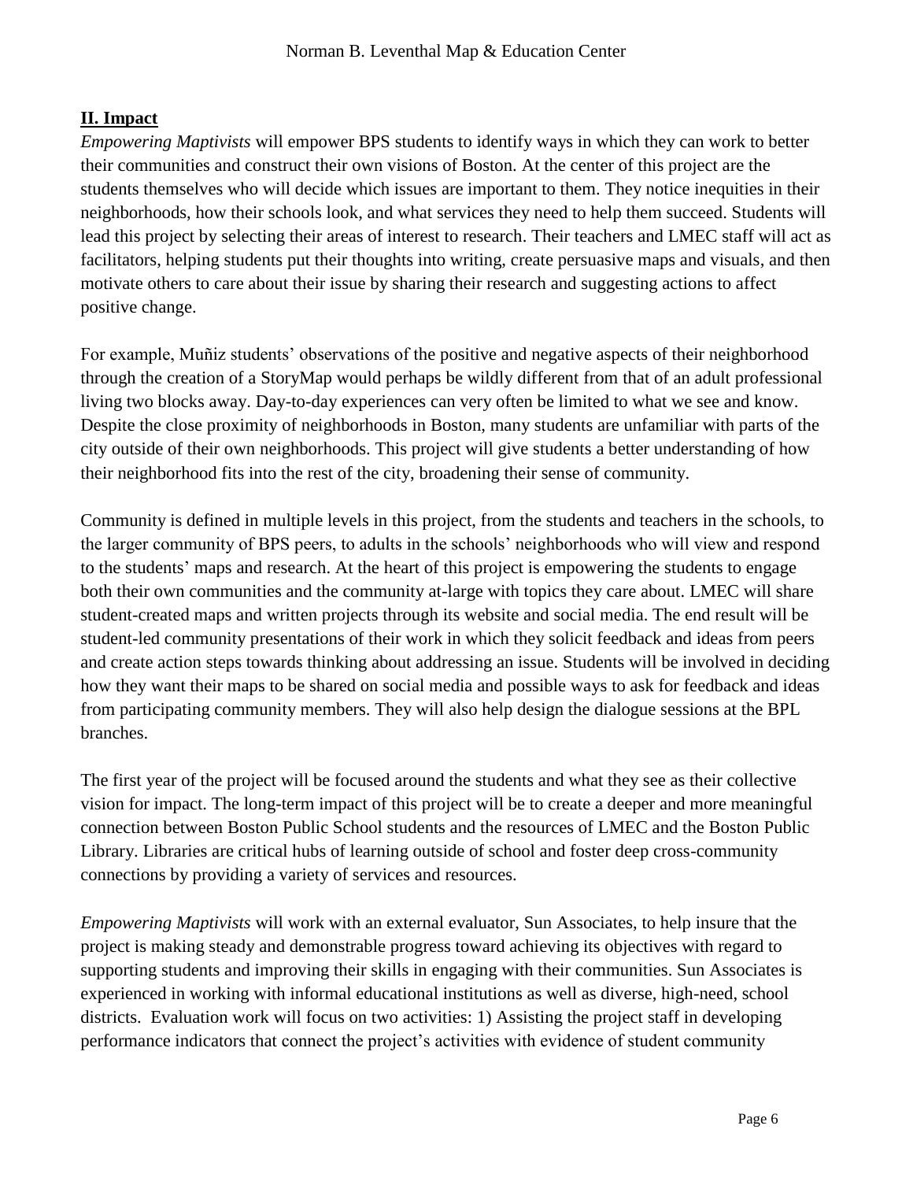## II. Impact

*Empowering Maptivists* will empower BPS students to identify ways in which they can work to better their communities and construct their own visions of Boston. At the center of this project are the students themselves who will decide which issues are important to them. They notice inequities in their neighborhoods, how their schools look, and what services they need to help them succeed. Students will lead this project by selecting their areas of interest to research. Their teachers and LMEC staff will act as facilitators, helping students put their thoughts into writing, create persuasive maps and visuals, and then motivate others to care about their issue by sharing their research and suggesting actions to affect positive change.

For example, Muñiz students' observations of the positive and negative aspects of their neighborhood through the creation of a StoryMap would perhaps be wildly different from that of an adult professional living two blocks away. Day-to-day experiences can very often be limited to what we see and know. Despite the close proximity of neighborhoods in Boston, many students are unfamiliar with parts of the city outside of their own neighborhoods. This project will give students a better understanding of how their neighborhood fits into the rest of the city, broadening their sense of community.

Community is defined in multiple levels in this project, from the students and teachers in the schools, to the larger community of BPS peers, to adults in the schools' neighborhoods who will view and respond to the students' maps and research. At the heart of this project is empowering the students to engage both their own communities and the community at-large with topics they care about. LMEC will share student-created maps and written projects through its website and social media. The end result will be student-led community presentations of their work in which they solicit feedback and ideas from peers and create action steps towards thinking about addressing an issue. Students will be involved in deciding how they want their maps to be shared on social media and possible ways to ask for feedback and ideas from participating community members. They will also help design the dialogue sessions at the BPL branches.

The first year of the project will be focused around the students and what they see as their collective vision for impact. The long-term impact of this project will be to create a deeper and more meaningful connection between Boston Public School students and the resources of LMEC and the Boston Public Library. Libraries are critical hubs of learning outside of school and foster deep cross-community connections by providing a variety of services and resources.

*Empowering Maptivists* will work with an external evaluator, Sun Associates, to help insure that the project is making steady and demonstrable progress toward achieving its objectives with regard to supporting students and improving their skills in engaging with their communities. Sun Associates is experienced in working with informal educational institutions as well as diverse, high-need, school districts. Evaluation work will focus on two activities: 1) Assisting the project staff in developing performance indicators that connect the project's activities with evidence of student community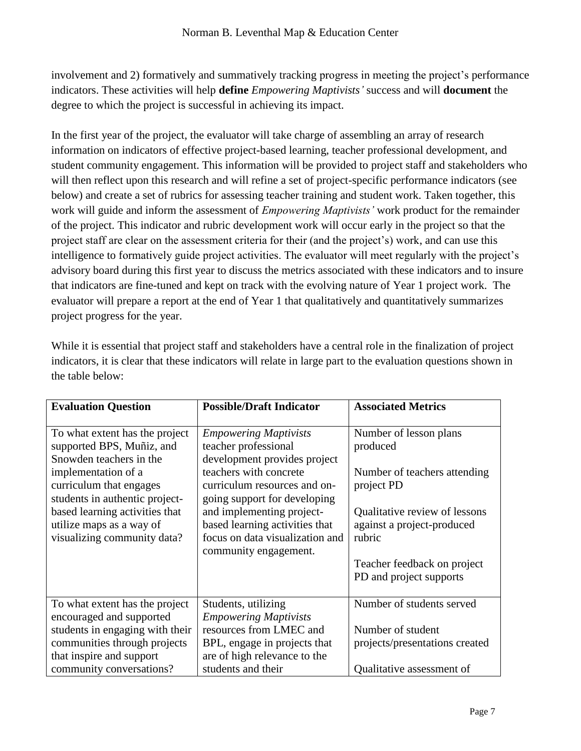involvement and 2) formatively and summatively tracking progress in meeting the project's performance indicators. These activities will help **define** *Empowering Maptivists'* success and will **document** the degree to which the project is successful in achieving its impact.

In the first year of the project, the evaluator will take charge of assembling an array of research information on indicators of effective project-based learning, teacher professional development, and student community engagement. This information will be provided to project staff and stakeholders who will then reflect upon this research and will refine a set of project-specific performance indicators (see below) and create a set of rubrics for assessing teacher training and student work. Taken together, this work will guide and inform the assessment of *Empowering Maptivists'* work product for the remainder of the project. This indicator and rubric development work will occur early in the project so that the project staff are clear on the assessment criteria for their (and the project's) work, and can use this intelligence to formatively guide project activities. The evaluator will meet regularly with the project's advisory board during this first year to discuss the metrics associated with these indicators and to insure that indicators are fine-tuned and kept on track with the evolving nature of Year 1 project work. The evaluator will prepare a report at the end of Year 1 that qualitatively and quantitatively summarizes project progress for the year.

While it is essential that project staff and stakeholders have a central role in the finalization of project indicators, it is clear that these indicators will relate in large part to the evaluation questions shown in the table below:

| **Evaluation Question** | **Possible/Draft Indicator** | **Associated Metrics** |
|---|---|---|
| To what extent has the project supported BPS, Muñiz, and Snowden teachers in the implementation of a curriculum that engages students in authentic project-based learning activities that utilize maps as a way of visualizing community data? | *Empowering Maptivists* teacher professional development provides project teachers with concrete curriculum resources and on-going support for developing and implementing project-based learning activities that focus on data visualization and community engagement. | Number of lesson plans produced<br><br>Number of teachers attending project PD<br><br>Qualitative review of lessons against a project-produced rubric<br><br>Teacher feedback on project PD and project supports |
| To what extent has the project encouraged and supported students in engaging with their communities through projects that inspire and support community conversations? | Students, utilizing *Empowering Maptivists* resources from LMEC and BPL, engage in projects that are of high relevance to the students and their | Number of students served<br><br>Number of student projects/presentations created<br><br>Qualitative assessment of |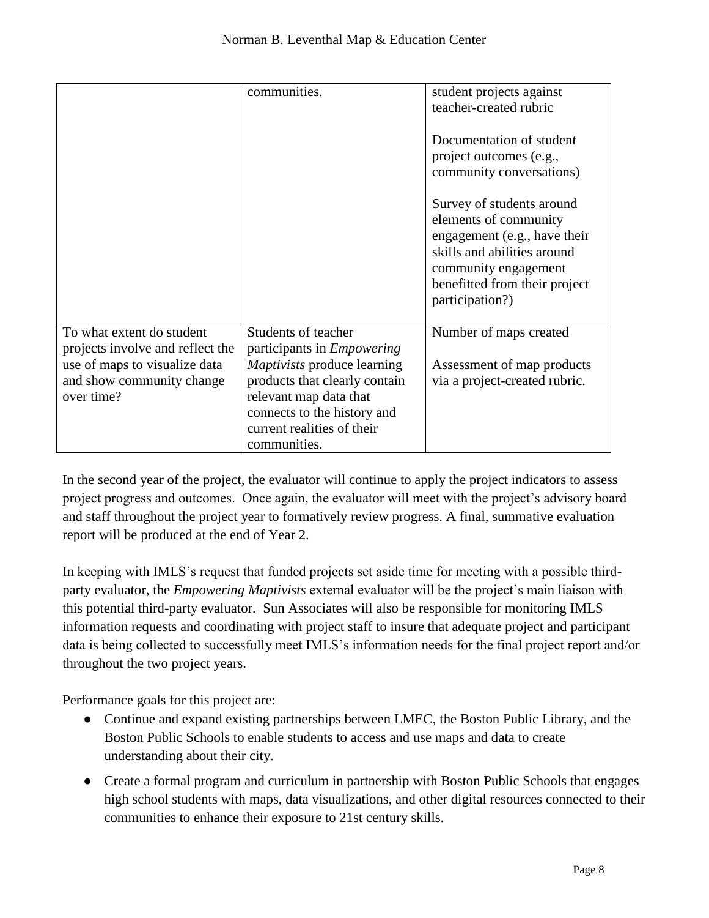| | | |
|---|---|---|
| | communities. | student projects against teacher-created rubric<br><br>Documentation of student project outcomes (e.g., community conversations)<br><br>Survey of students around elements of community engagement (e.g., have their skills and abilities around community engagement benefitted from their project participation?) |
| To what extent do student projects involve and reflect the use of maps to visualize data and show community change over time? | Students of teacher participants in *Empowering Maptivists* produce learning products that clearly contain relevant map data that connects to the history and current realities of their communities. | Number of maps created<br><br>Assessment of map products via a project-created rubric. |

In the second year of the project, the evaluator will continue to apply the project indicators to assess project progress and outcomes. Once again, the evaluator will meet with the project's advisory board and staff throughout the project year to formatively review progress. A final, summative evaluation report will be produced at the end of Year 2.

In keeping with IMLS's request that funded projects set aside time for meeting with a possible third-party evaluator, the *Empowering Maptivists* external evaluator will be the project's main liaison with this potential third-party evaluator. Sun Associates will also be responsible for monitoring IMLS information requests and coordinating with project staff to insure that adequate project and participant data is being collected to successfully meet IMLS's information needs for the final project report and/or throughout the two project years.

Performance goals for this project are:

- Continue and expand existing partnerships between LMEC, the Boston Public Library, and the Boston Public Schools to enable students to access and use maps and data to create understanding about their city.
- Create a formal program and curriculum in partnership with Boston Public Schools that engages high school students with maps, data visualizations, and other digital resources connected to their communities to enhance their exposure to 21st century skills.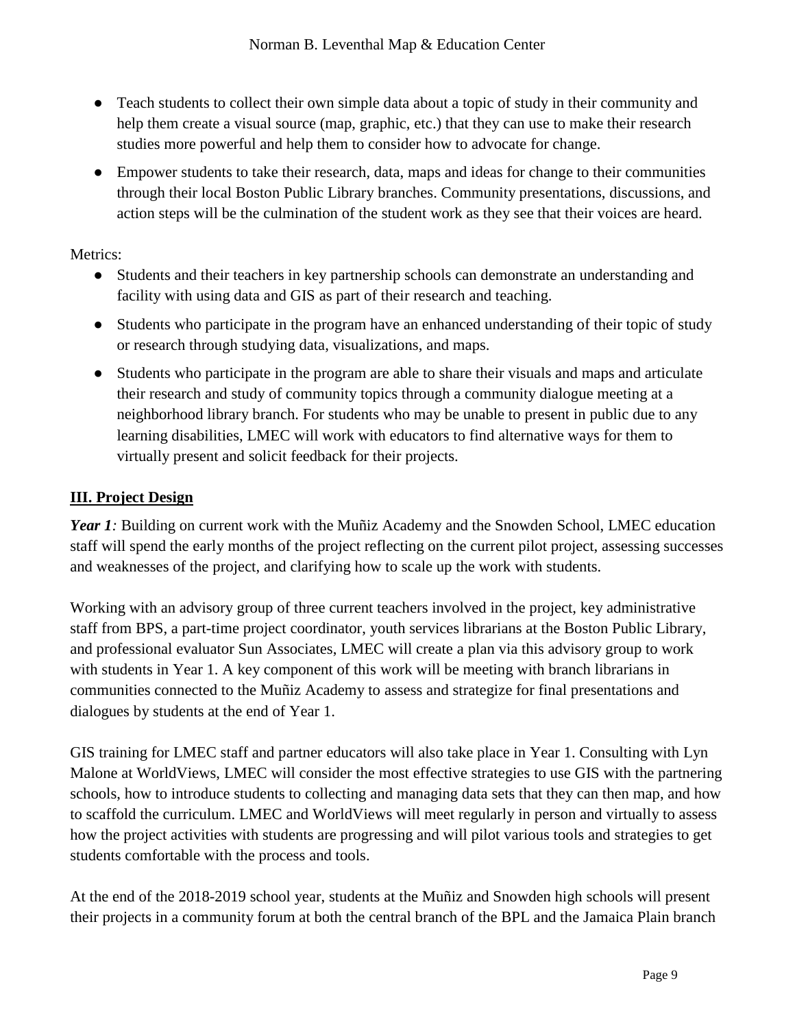- Teach students to collect their own simple data about a topic of study in their community and help them create a visual source (map, graphic, etc.) that they can use to make their research studies more powerful and help them to consider how to advocate for change.
- Empower students to take their research, data, maps and ideas for change to their communities through their local Boston Public Library branches. Community presentations, discussions, and action steps will be the culmination of the student work as they see that their voices are heard.

Metrics:

- Students and their teachers in key partnership schools can demonstrate an understanding and facility with using data and GIS as part of their research and teaching.
- Students who participate in the program have an enhanced understanding of their topic of study or research through studying data, visualizations, and maps.
- Students who participate in the program are able to share their visuals and maps and articulate their research and study of community topics through a community dialogue meeting at a neighborhood library branch. For students who may be unable to present in public due to any learning disabilities, LMEC will work with educators to find alternative ways for them to virtually present and solicit feedback for their projects.

## III. Project Design

***Year 1****:* Building on current work with the Muñiz Academy and the Snowden School, LMEC education staff will spend the early months of the project reflecting on the current pilot project, assessing successes and weaknesses of the project, and clarifying how to scale up the work with students.

Working with an advisory group of three current teachers involved in the project, key administrative staff from BPS, a part-time project coordinator, youth services librarians at the Boston Public Library, and professional evaluator Sun Associates, LMEC will create a plan via this advisory group to work with students in Year 1. A key component of this work will be meeting with branch librarians in communities connected to the Muñiz Academy to assess and strategize for final presentations and dialogues by students at the end of Year 1.

GIS training for LMEC staff and partner educators will also take place in Year 1. Consulting with Lyn Malone at WorldViews, LMEC will consider the most effective strategies to use GIS with the partnering schools, how to introduce students to collecting and managing data sets that they can then map, and how to scaffold the curriculum. LMEC and WorldViews will meet regularly in person and virtually to assess how the project activities with students are progressing and will pilot various tools and strategies to get students comfortable with the process and tools.

At the end of the 2018-2019 school year, students at the Muñiz and Snowden high schools will present their projects in a community forum at both the central branch of the BPL and the Jamaica Plain branch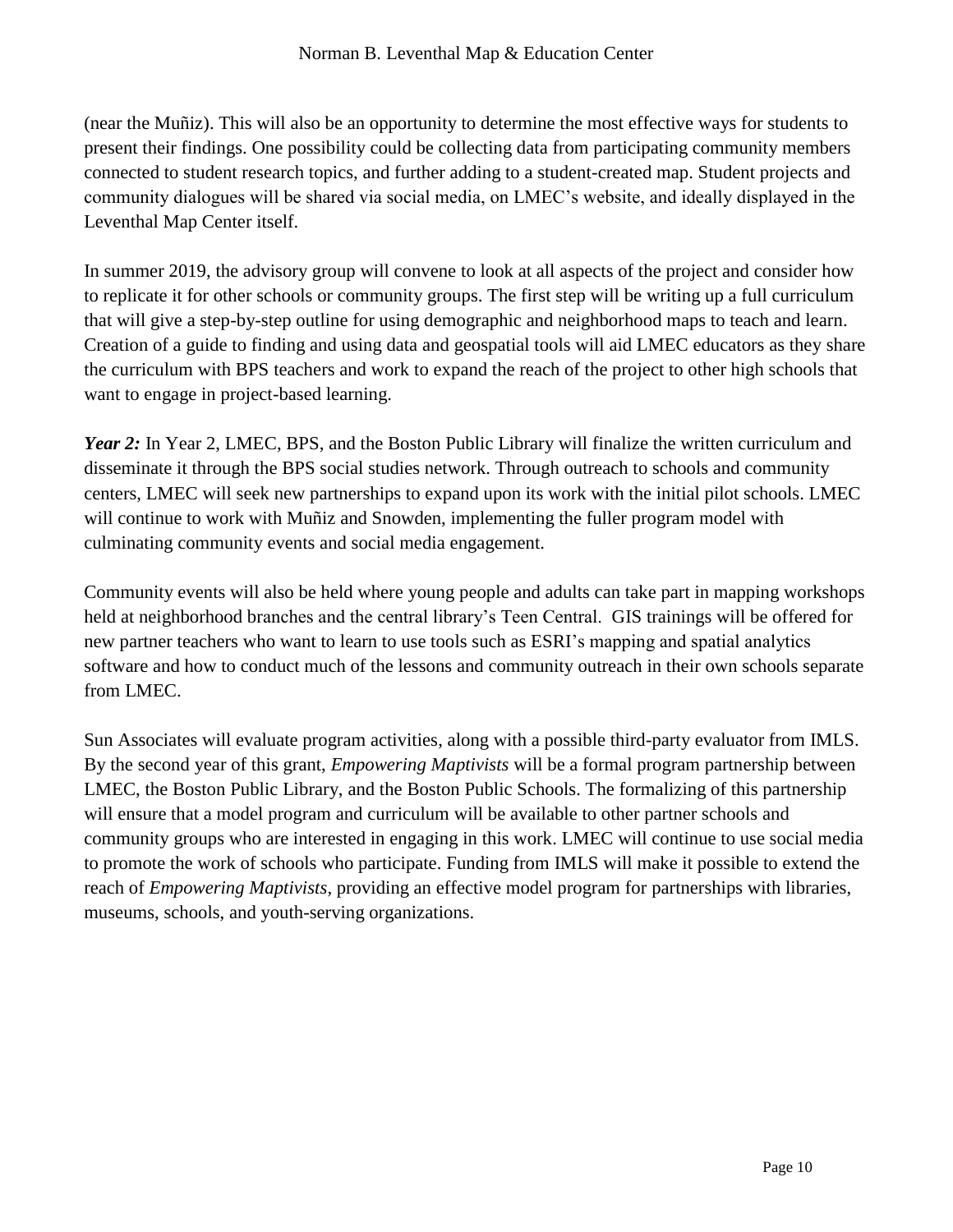(near the Muñiz). This will also be an opportunity to determine the most effective ways for students to present their findings. One possibility could be collecting data from participating community members connected to student research topics, and further adding to a student-created map. Student projects and community dialogues will be shared via social media, on LMEC's website, and ideally displayed in the Leventhal Map Center itself.

In summer 2019, the advisory group will convene to look at all aspects of the project and consider how to replicate it for other schools or community groups. The first step will be writing up a full curriculum that will give a step-by-step outline for using demographic and neighborhood maps to teach and learn. Creation of a guide to finding and using data and geospatial tools will aid LMEC educators as they share the curriculum with BPS teachers and work to expand the reach of the project to other high schools that want to engage in project-based learning.

***Year 2:*** In Year 2, LMEC, BPS, and the Boston Public Library will finalize the written curriculum and disseminate it through the BPS social studies network. Through outreach to schools and community centers, LMEC will seek new partnerships to expand upon its work with the initial pilot schools. LMEC will continue to work with Muñiz and Snowden, implementing the fuller program model with culminating community events and social media engagement.

Community events will also be held where young people and adults can take part in mapping workshops held at neighborhood branches and the central library's Teen Central. GIS trainings will be offered for new partner teachers who want to learn to use tools such as ESRI's mapping and spatial analytics software and how to conduct much of the lessons and community outreach in their own schools separate from LMEC.

Sun Associates will evaluate program activities, along with a possible third-party evaluator from IMLS. By the second year of this grant, *Empowering Maptivists* will be a formal program partnership between LMEC, the Boston Public Library, and the Boston Public Schools. The formalizing of this partnership will ensure that a model program and curriculum will be available to other partner schools and community groups who are interested in engaging in this work. LMEC will continue to use social media to promote the work of schools who participate. Funding from IMLS will make it possible to extend the reach of *Empowering Maptivists*, providing an effective model program for partnerships with libraries, museums, schools, and youth-serving organizations.